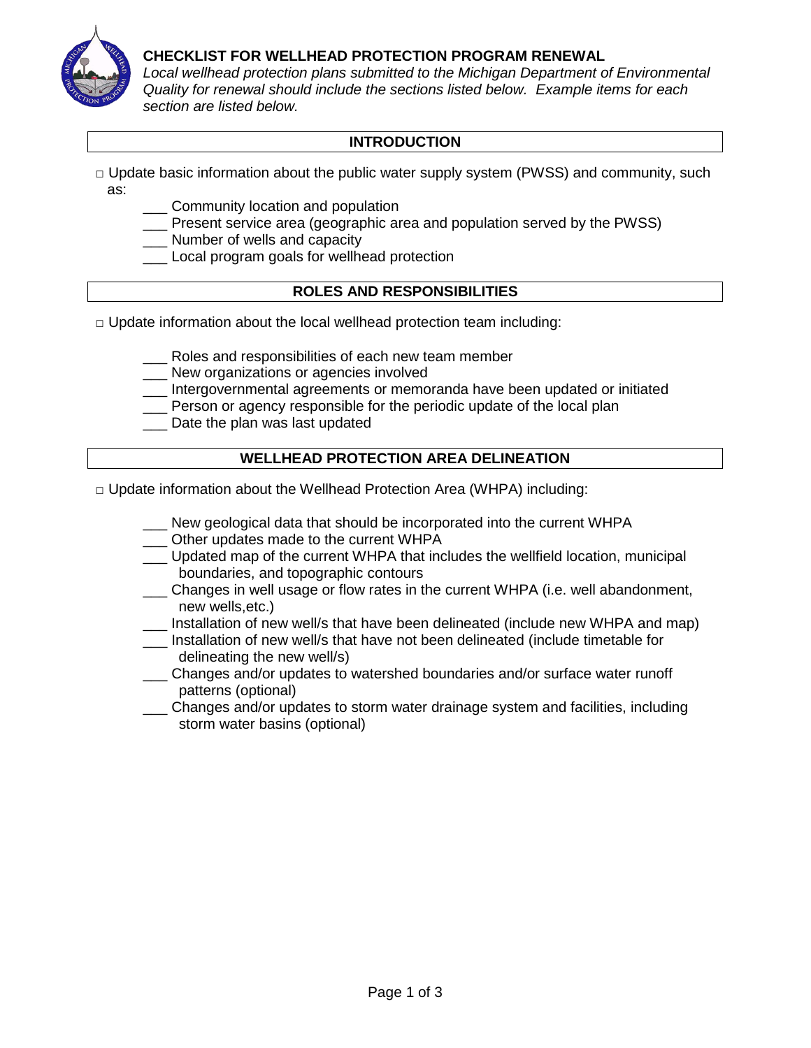# CHECKLIST FOR WELLHEAD PROTECTION PROGRAM RENEWAL

*Local wellhead protection plans submitted to the Michigan Department of Environmental Quality for renewal should include the sections listed below. Example items for each section are listed below.*

## INTRODUCTION

□ Update basic information about the public water supply system (PWSS) and community, such as:

- ___ Community location and population
- ___ Present service area (geographic area and population served by the PWSS)
- ___ Number of wells and capacity
- ___ Local program goals for wellhead protection

## ROLES AND RESPONSIBILITIES

□ Update information about the local wellhead protection team including:

- ___ Roles and responsibilities of each new team member
- ___ New organizations or agencies involved
- ___ Intergovernmental agreements or memoranda have been updated or initiated
- ___ Person or agency responsible for the periodic update of the local plan
- ___ Date the plan was last updated

## WELLHEAD PROTECTION AREA DELINEATION

□ Update information about the Wellhead Protection Area (WHPA) including:

- ___ New geological data that should be incorporated into the current WHPA
- ___ Other updates made to the current WHPA
- ___ Updated map of the current WHPA that includes the wellfield location, municipal boundaries, and topographic contours
- ___ Changes in well usage or flow rates in the current WHPA (i.e. well abandonment, new wells,etc.)
- ___ Installation of new well/s that have been delineated (include new WHPA and map)
- ___ Installation of new well/s that have not been delineated (include timetable for delineating the new well/s)
- ___ Changes and/or updates to watershed boundaries and/or surface water runoff patterns (optional)
- ___ Changes and/or updates to storm water drainage system and facilities, including storm water basins (optional)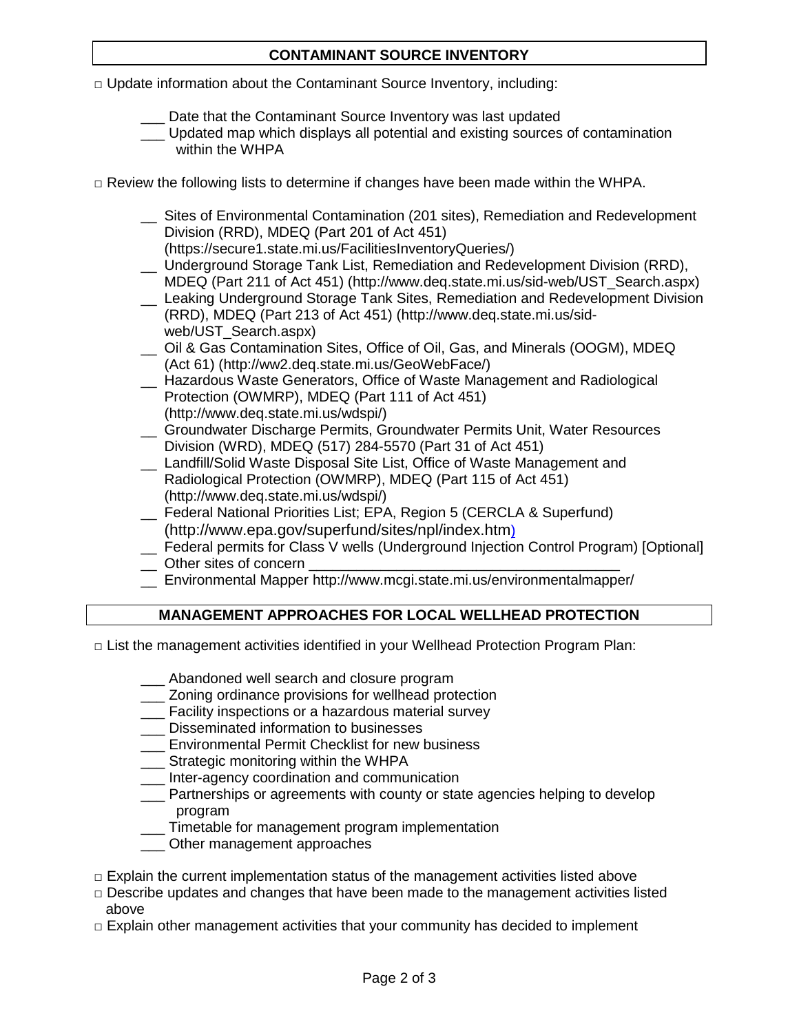## CONTAMINANT SOURCE INVENTORY

□ Update information about the Contaminant Source Inventory, including:

- ___ Date that the Contaminant Source Inventory was last updated
- ___ Updated map which displays all potential and existing sources of contamination within the WHPA

□ Review the following lists to determine if changes have been made within the WHPA.

- __ Sites of Environmental Contamination (201 sites), Remediation and Redevelopment Division (RRD), MDEQ (Part 201 of Act 451) (https://secure1.state.mi.us/FacilitiesInventoryQueries/)
- __ Underground Storage Tank List, Remediation and Redevelopment Division (RRD), MDEQ (Part 211 of Act 451) (http://www.deq.state.mi.us/sid-web/UST_Search.aspx)
- __ Leaking Underground Storage Tank Sites, Remediation and Redevelopment Division (RRD), MDEQ (Part 213 of Act 451) (http://www.deq.state.mi.us/sid-web/UST_Search.aspx)
- __ Oil & Gas Contamination Sites, Office of Oil, Gas, and Minerals (OOGM), MDEQ (Act 61) (http://ww2.deq.state.mi.us/GeoWebFace/)
- __ Hazardous Waste Generators, Office of Waste Management and Radiological Protection (OWMRP), MDEQ (Part 111 of Act 451) (http://www.deq.state.mi.us/wdspi/)
- __ Groundwater Discharge Permits, Groundwater Permits Unit, Water Resources Division (WRD), MDEQ (517) 284-5570 (Part 31 of Act 451)
- __ Landfill/Solid Waste Disposal Site List, Office of Waste Management and Radiological Protection (OWMRP), MDEQ (Part 115 of Act 451) (http://www.deq.state.mi.us/wdspi/)
- __ Federal National Priorities List; EPA, Region 5 (CERCLA & Superfund) (http://www.epa.gov/superfund/sites/npl/index.htm)
- __ Federal permits for Class V wells (Underground Injection Control Program) [Optional]
- __ Other sites of concern ______________________________________
- __ Environmental Mapper http://www.mcgi.state.mi.us/environmentalmapper/

## MANAGEMENT APPROACHES FOR LOCAL WELLHEAD PROTECTION

□ List the management activities identified in your Wellhead Protection Program Plan:

- ___ Abandoned well search and closure program
- ___ Zoning ordinance provisions for wellhead protection
- ___ Facility inspections or a hazardous material survey
- ___ Disseminated information to businesses
- ___ Environmental Permit Checklist for new business
- ___ Strategic monitoring within the WHPA
- ___ Inter-agency coordination and communication
- ___ Partnerships or agreements with county or state agencies helping to develop program
- ___ Timetable for management program implementation
- ___ Other management approaches

□ Explain the current implementation status of the management activities listed above

□ Describe updates and changes that have been made to the management activities listed above

□ Explain other management activities that your community has decided to implement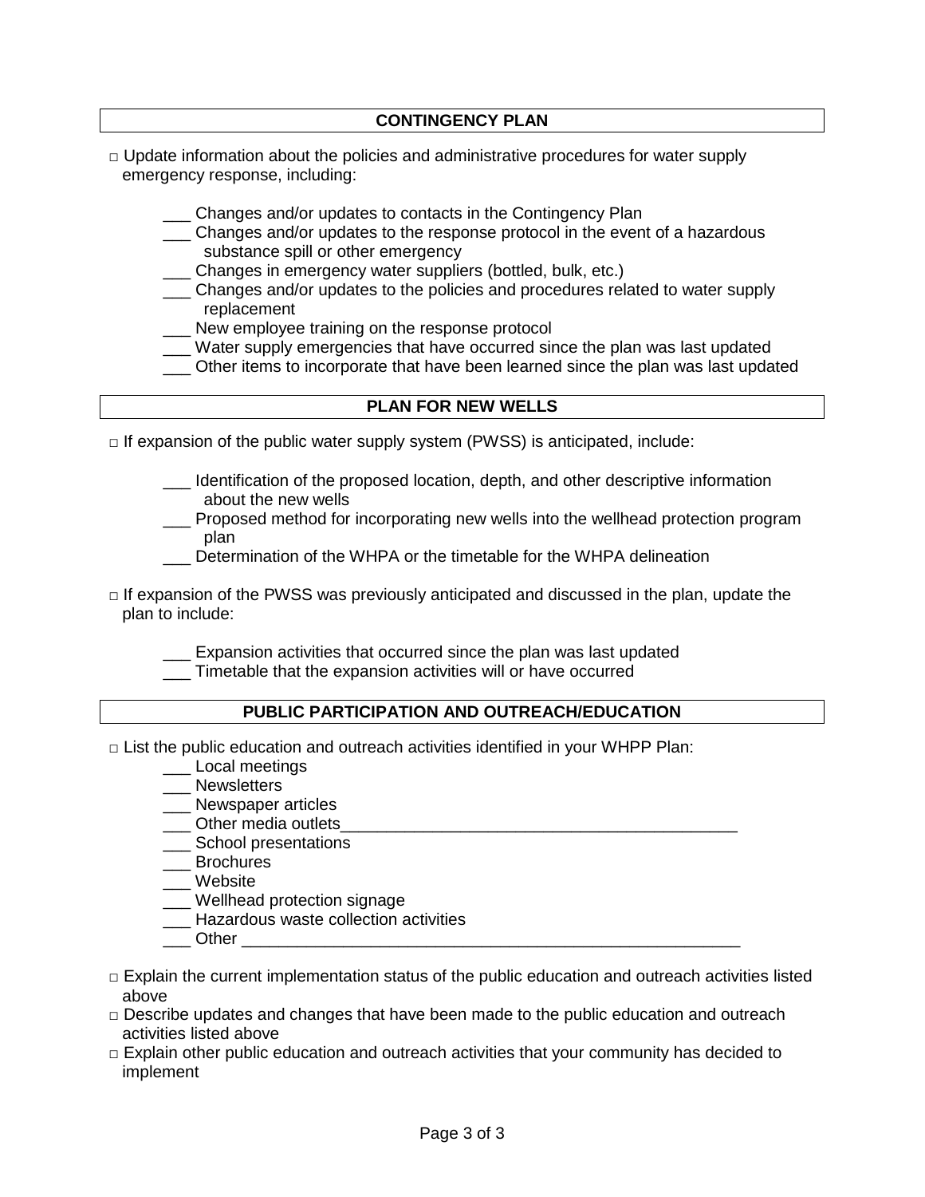## CONTINGENCY PLAN

□ Update information about the policies and administrative procedures for water supply emergency response, including:

- ___ Changes and/or updates to contacts in the Contingency Plan
- ___ Changes and/or updates to the response protocol in the event of a hazardous substance spill or other emergency
- ___ Changes in emergency water suppliers (bottled, bulk, etc.)
- ___ Changes and/or updates to the policies and procedures related to water supply replacement
- ___ New employee training on the response protocol
- ___ Water supply emergencies that have occurred since the plan was last updated
- ___ Other items to incorporate that have been learned since the plan was last updated

## PLAN FOR NEW WELLS

□ If expansion of the public water supply system (PWSS) is anticipated, include:

- ___ Identification of the proposed location, depth, and other descriptive information about the new wells
- ___ Proposed method for incorporating new wells into the wellhead protection program plan
- ___ Determination of the WHPA or the timetable for the WHPA delineation

□ If expansion of the PWSS was previously anticipated and discussed in the plan, update the plan to include:

- ___ Expansion activities that occurred since the plan was last updated
- ___ Timetable that the expansion activities will or have occurred

## PUBLIC PARTICIPATION AND OUTREACH/EDUCATION

□ List the public education and outreach activities identified in your WHPP Plan:

- ___ Local meetings
- ___ Newsletters
- ___ Newspaper articles
- ___ Other media outlets___________________________________________
- ___ School presentations
- ___ Brochures
- ___ Website
- ___ Wellhead protection signage
- ___ Hazardous waste collection activities
- ___ Other ______________________________________________________

□ Explain the current implementation status of the public education and outreach activities listed above

□ Describe updates and changes that have been made to the public education and outreach activities listed above

□ Explain other public education and outreach activities that your community has decided to implement